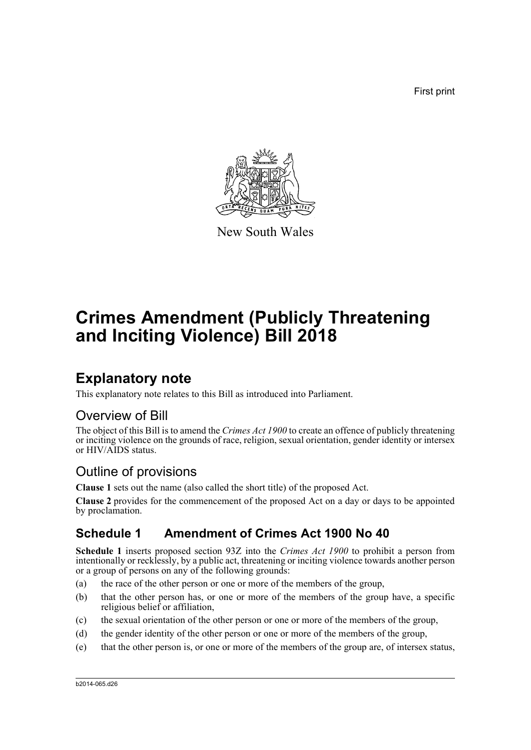First print

New South Wales

# Crimes Amendment (Publicly Threatening and Inciting Violence) Bill 2018

## Explanatory note

This explanatory note relates to this Bill as introduced into Parliament.

## Overview of Bill

The object of this Bill is to amend the *Crimes Act 1900* to create an offence of publicly threatening or inciting violence on the grounds of race, religion, sexual orientation, gender identity or intersex or HIV/AIDS status.

## Outline of provisions

**Clause 1** sets out the name (also called the short title) of the proposed Act.

**Clause 2** provides for the commencement of the proposed Act on a day or days to be appointed by proclamation.

### Schedule 1 Amendment of Crimes Act 1900 No 40

**Schedule 1** inserts proposed section 93Z into the *Crimes Act 1900* to prohibit a person from intentionally or recklessly, by a public act, threatening or inciting violence towards another person or a group of persons on any of the following grounds:

(a) the race of the other person or one or more of the members of the group,

(b) that the other person has, or one or more of the members of the group have, a specific religious belief or affiliation,

(c) the sexual orientation of the other person or one or more of the members of the group,

(d) the gender identity of the other person or one or more of the members of the group,

(e) that the other person is, or one or more of the members of the group are, of intersex status,

b2014-065.d26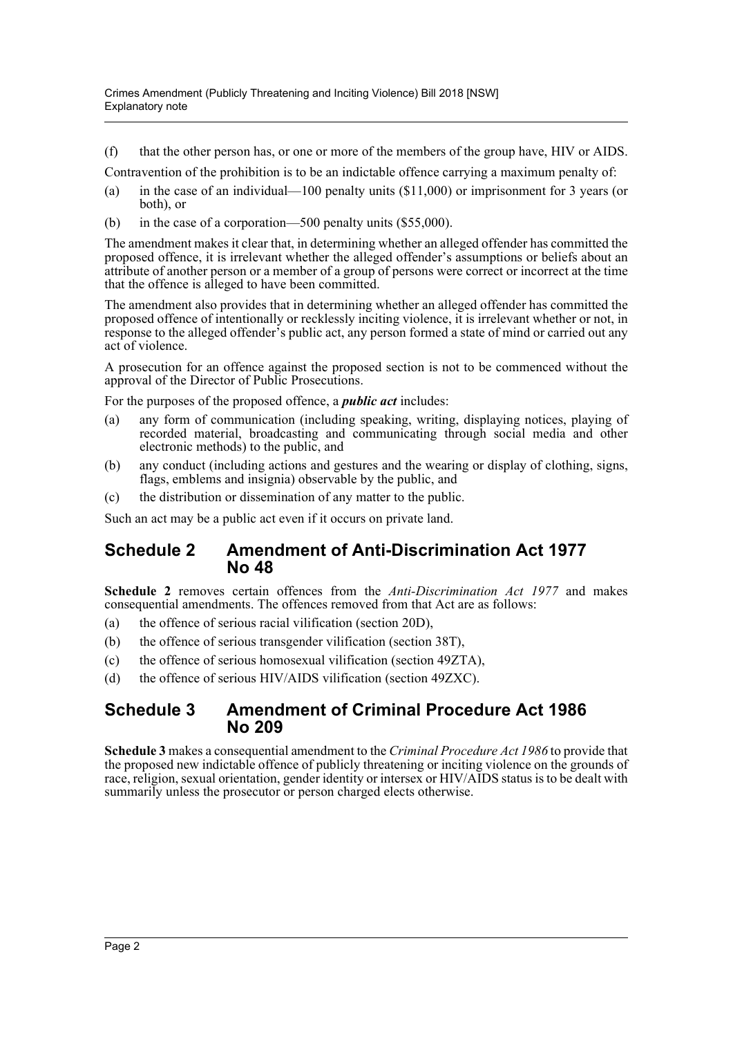(f) that the other person has, or one or more of the members of the group have, HIV or AIDS.

Contravention of the prohibition is to be an indictable offence carrying a maximum penalty of:

(a) in the case of an individual—100 penalty units ($11,000) or imprisonment for 3 years (or both), or

(b) in the case of a corporation—500 penalty units ($55,000).

The amendment makes it clear that, in determining whether an alleged offender has committed the proposed offence, it is irrelevant whether the alleged offender's assumptions or beliefs about an attribute of another person or a member of a group of persons were correct or incorrect at the time that the offence is alleged to have been committed.

The amendment also provides that in determining whether an alleged offender has committed the proposed offence of intentionally or recklessly inciting violence, it is irrelevant whether or not, in response to the alleged offender's public act, any person formed a state of mind or carried out any act of violence.

A prosecution for an offence against the proposed section is not to be commenced without the approval of the Director of Public Prosecutions.

For the purposes of the proposed offence, a ***public act*** includes:

(a) any form of communication (including speaking, writing, displaying notices, playing of recorded material, broadcasting and communicating through social media and other electronic methods) to the public, and

(b) any conduct (including actions and gestures and the wearing or display of clothing, signs, flags, emblems and insignia) observable by the public, and

(c) the distribution or dissemination of any matter to the public.

Such an act may be a public act even if it occurs on private land.

## Schedule 2 Amendment of Anti-Discrimination Act 1977 No 48

**Schedule 2** removes certain offences from the *Anti-Discrimination Act 1977* and makes consequential amendments. The offences removed from that Act are as follows:

(a) the offence of serious racial vilification (section 20D),

(b) the offence of serious transgender vilification (section 38T),

(c) the offence of serious homosexual vilification (section 49ZTA),

(d) the offence of serious HIV/AIDS vilification (section 49ZXC).

## Schedule 3 Amendment of Criminal Procedure Act 1986 No 209

**Schedule 3** makes a consequential amendment to the *Criminal Procedure Act 1986* to provide that the proposed new indictable offence of publicly threatening or inciting violence on the grounds of race, religion, sexual orientation, gender identity or intersex or HIV/AIDS status is to be dealt with summarily unless the prosecutor or person charged elects otherwise.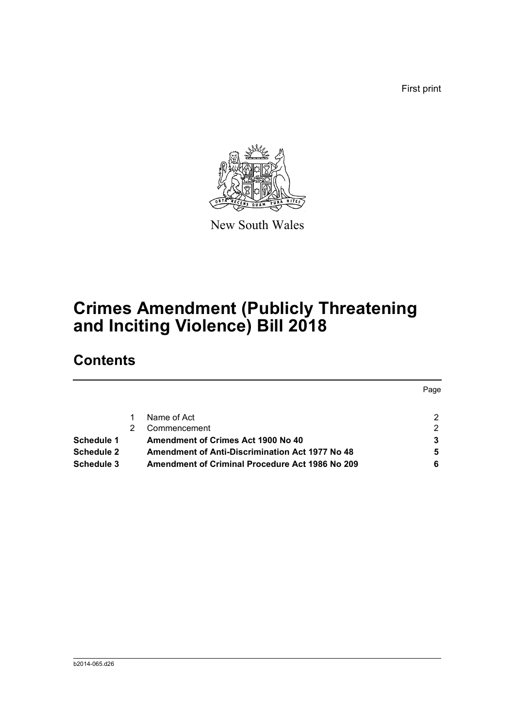First print

New South Wales

# Crimes Amendment (Publicly Threatening and Inciting Violence) Bill 2018

## Contents

| | | | Page |
|---|---|---|---|
| | 1 | Name of Act | 2 |
| | 2 | Commencement | 2 |
| **Schedule 1** | | **Amendment of Crimes Act 1900 No 40** | **3** |
| **Schedule 2** | | **Amendment of Anti-Discrimination Act 1977 No 48** | **5** |
| **Schedule 3** | | **Amendment of Criminal Procedure Act 1986 No 209** | **6** |

b2014-065.d26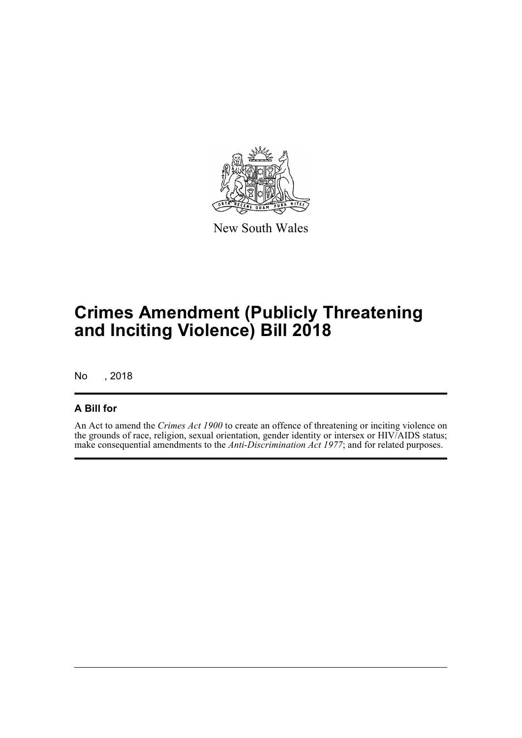New South Wales

# Crimes Amendment (Publicly Threatening and Inciting Violence) Bill 2018

No , 2018

## A Bill for

An Act to amend the *Crimes Act 1900* to create an offence of threatening or inciting violence on the grounds of race, religion, sexual orientation, gender identity or intersex or HIV/AIDS status; make consequential amendments to the *Anti-Discrimination Act 1977*; and for related purposes.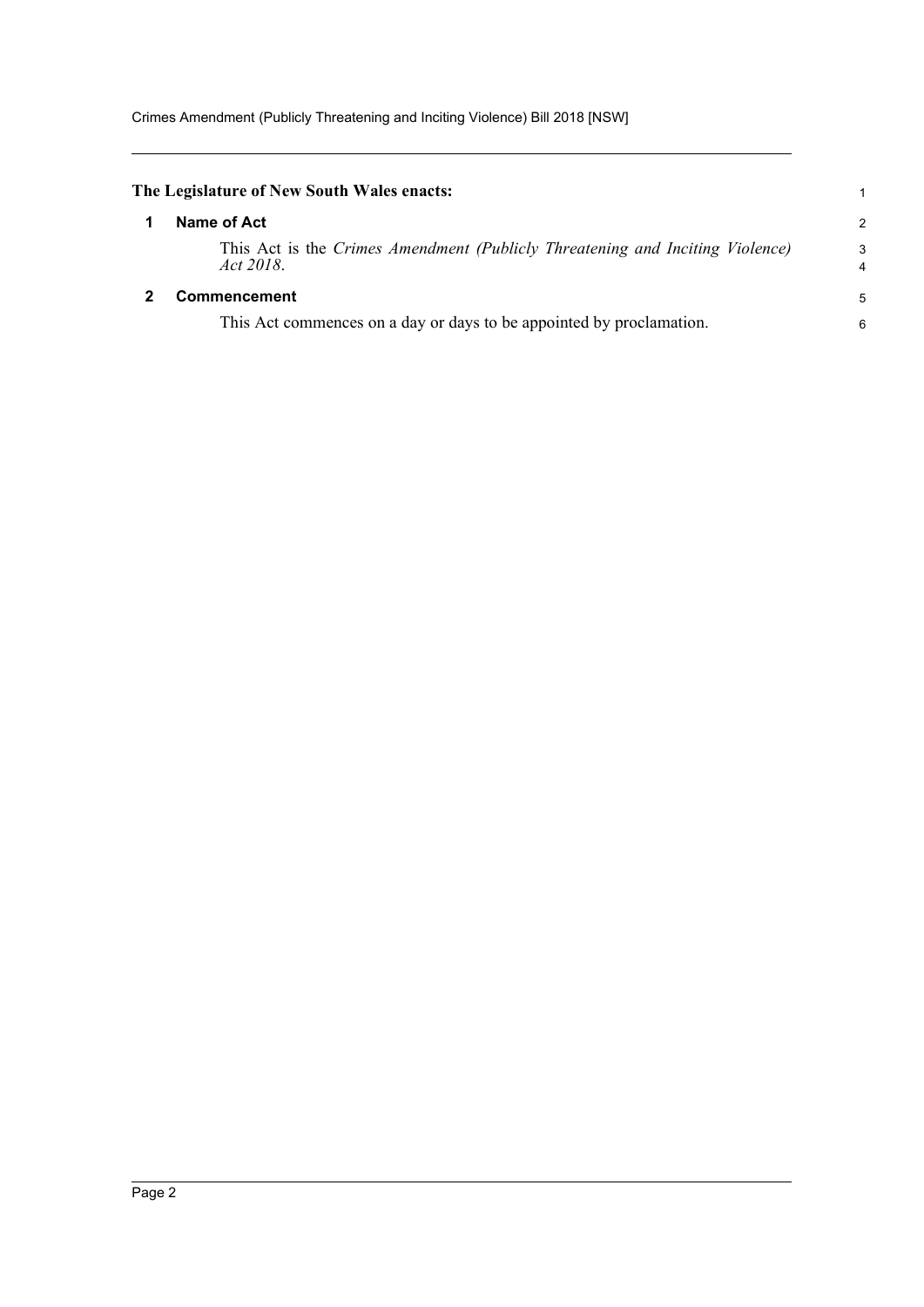**The Legislature of New South Wales enacts:**

## 1 Name of Act

This Act is the *Crimes Amendment (Publicly Threatening and Inciting Violence) Act 2018*.

## 2 Commencement

This Act commences on a day or days to be appointed by proclamation.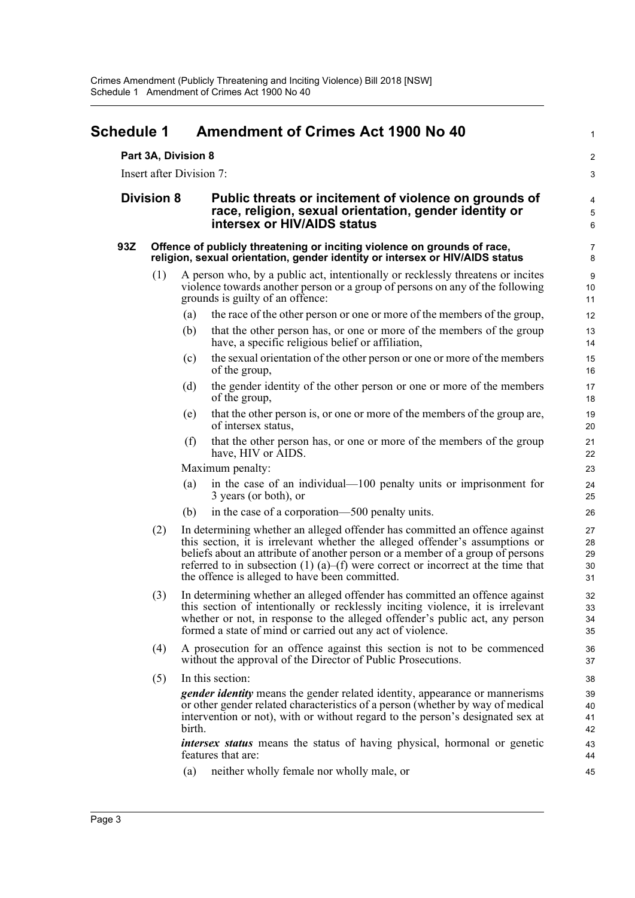# Schedule 1 Amendment of Crimes Act 1900 No 40

**Part 3A, Division 8**

Insert after Division 7:

## Division 8 Public threats or incitement of violence on grounds of race, religion, sexual orientation, gender identity or intersex or HIV/AIDS status

### 93Z Offence of publicly threatening or inciting violence on grounds of race, religion, sexual orientation, gender identity or intersex or HIV/AIDS status

(1) A person who, by a public act, intentionally or recklessly threatens or incites violence towards another person or a group of persons on any of the following grounds is guilty of an offence:

- (a) the race of the other person or one or more of the members of the group,
- (b) that the other person has, or one or more of the members of the group have, a specific religious belief or affiliation,
- (c) the sexual orientation of the other person or one or more of the members of the group,
- (d) the gender identity of the other person or one or more of the members of the group,
- (e) that the other person is, or one or more of the members of the group are, of intersex status,
- (f) that the other person has, or one or more of the members of the group have, HIV or AIDS.

Maximum penalty:

- (a) in the case of an individual—100 penalty units or imprisonment for 3 years (or both), or
- (b) in the case of a corporation—500 penalty units.

(2) In determining whether an alleged offender has committed an offence against this section, it is irrelevant whether the alleged offender's assumptions or beliefs about an attribute of another person or a member of a group of persons referred to in subsection (1) (a)–(f) were correct or incorrect at the time that the offence is alleged to have been committed.

(3) In determining whether an alleged offender has committed an offence against this section of intentionally or recklessly inciting violence, it is irrelevant whether or not, in response to the alleged offender's public act, any person formed a state of mind or carried out any act of violence.

(4) A prosecution for an offence against this section is not to be commenced without the approval of the Director of Public Prosecutions.

(5) In this section:

***gender identity*** means the gender related identity, appearance or mannerisms or other gender related characteristics of a person (whether by way of medical intervention or not), with or without regard to the person's designated sex at birth.

***intersex status*** means the status of having physical, hormonal or genetic features that are:

- (a) neither wholly female nor wholly male, or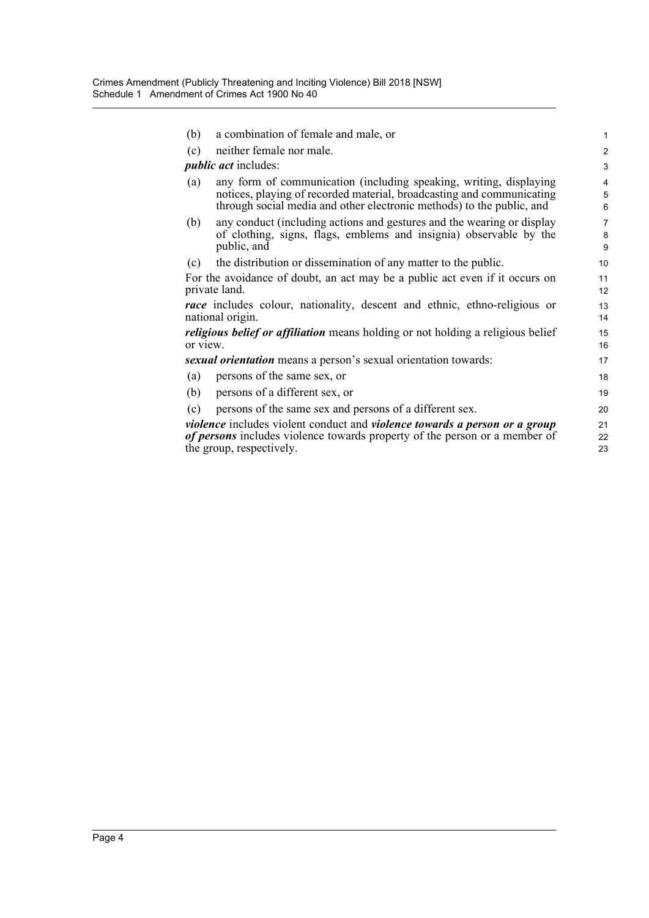(b) a combination of female and male, or

(c) neither female nor male.

***public act*** includes:

(a) any form of communication (including speaking, writing, displaying notices, playing of recorded material, broadcasting and communicating through social media and other electronic methods) to the public, and

(b) any conduct (including actions and gestures and the wearing or display of clothing, signs, flags, emblems and insignia) observable by the public, and

(c) the distribution or dissemination of any matter to the public.

For the avoidance of doubt, an act may be a public act even if it occurs on private land.

***race*** includes colour, nationality, descent and ethnic, ethno-religious or national origin.

***religious belief or affiliation*** means holding or not holding a religious belief or view.

***sexual orientation*** means a person's sexual orientation towards:

(a) persons of the same sex, or

(b) persons of a different sex, or

(c) persons of the same sex and persons of a different sex.

***violence*** includes violent conduct and ***violence towards a person or a group of persons*** includes violence towards property of the person or a member of the group, respectively.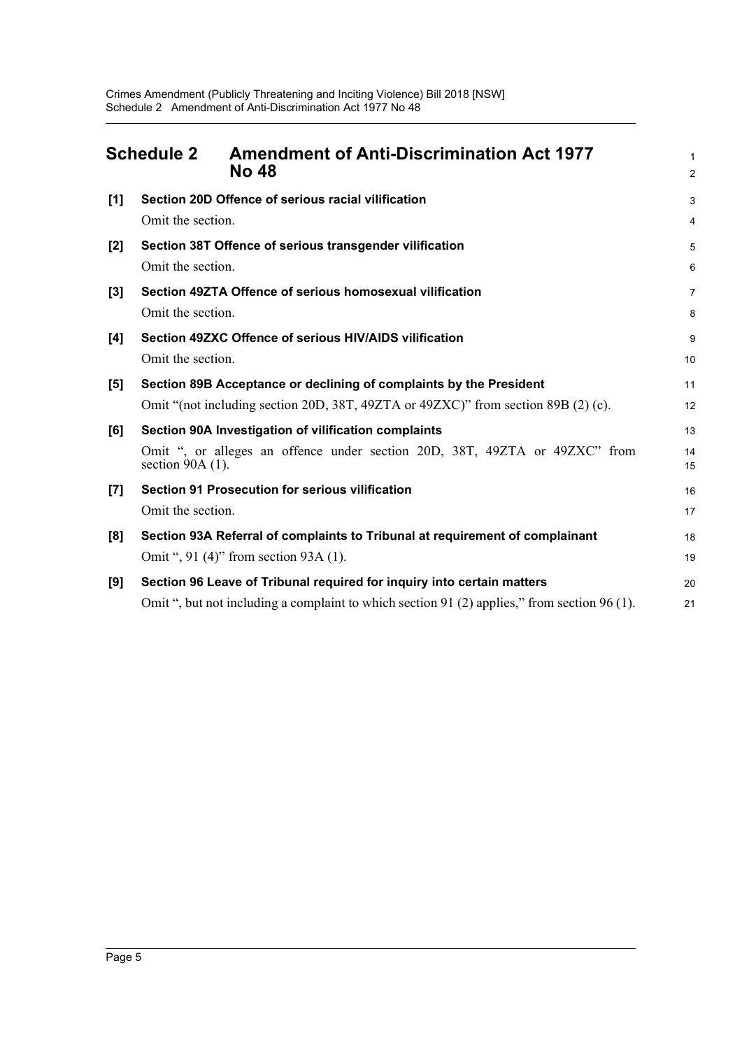## Schedule 2 Amendment of Anti-Discrimination Act 1977 No 48

**[1] Section 20D Offence of serious racial vilification**

Omit the section.

**[2] Section 38T Offence of serious transgender vilification**

Omit the section.

**[3] Section 49ZTA Offence of serious homosexual vilification**

Omit the section.

**[4] Section 49ZXC Offence of serious HIV/AIDS vilification**

Omit the section.

**[5] Section 89B Acceptance or declining of complaints by the President**

Omit "(not including section 20D, 38T, 49ZTA or 49ZXC)" from section 89B (2) (c).

**[6] Section 90A Investigation of vilification complaints**

Omit ", or alleges an offence under section 20D, 38T, 49ZTA or 49ZXC" from section 90A (1).

**[7] Section 91 Prosecution for serious vilification**

Omit the section.

**[8] Section 93A Referral of complaints to Tribunal at requirement of complainant**

Omit ", 91 (4)" from section 93A (1).

**[9] Section 96 Leave of Tribunal required for inquiry into certain matters**

Omit ", but not including a complaint to which section 91 (2) applies," from section 96 (1).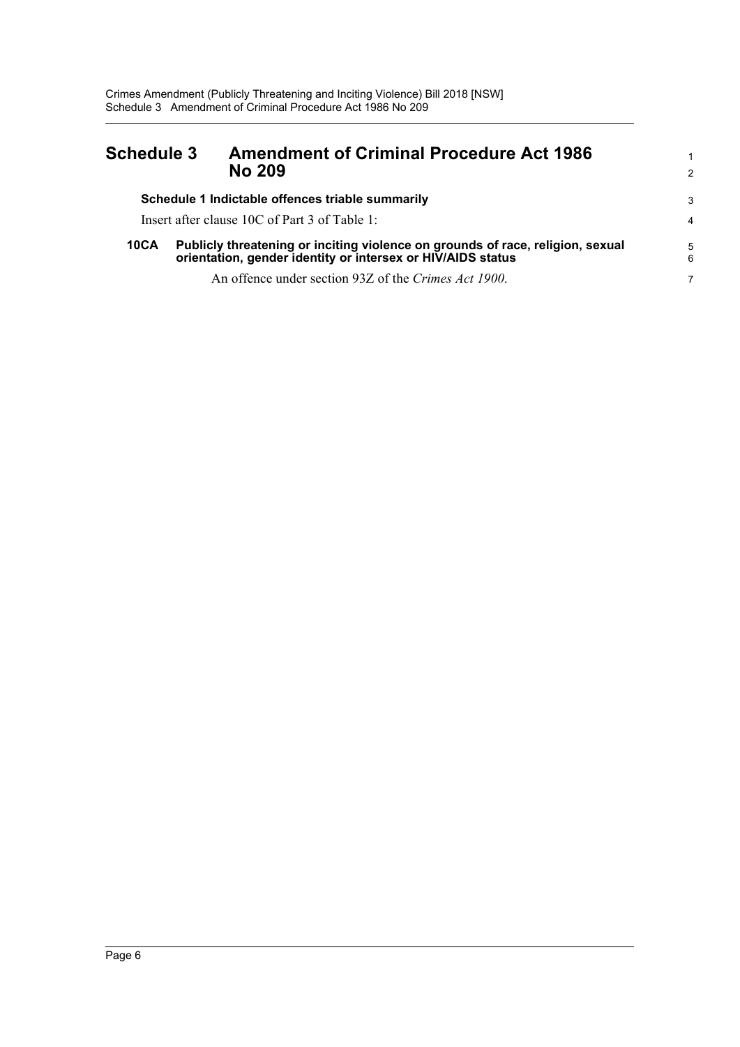# Schedule 3 Amendment of Criminal Procedure Act 1986 No 209

**Schedule 1 Indictable offences triable summarily**

Insert after clause 10C of Part 3 of Table 1:

**10CA Publicly threatening or inciting violence on grounds of race, religion, sexual orientation, gender identity or intersex or HIV/AIDS status**

An offence under section 93Z of the *Crimes Act 1900*.